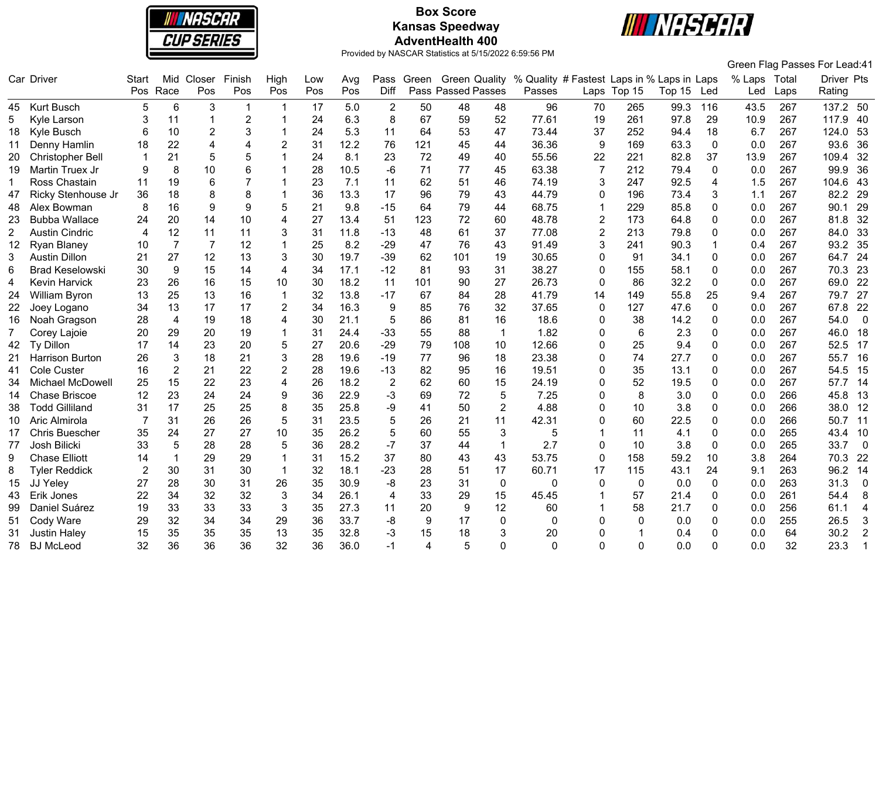# Box Score
## Kansas Speedway
## AdventHealth 400

Provided by NASCAR Statistics at 5/15/2022 6:59:56 PM

Green Flag Passes For Lead:41

| Car | Driver | Start Pos | Mid Race | Closer Pos | Finish Pos | High Pos | Low Pos | Avg Pos | Pass Diff | Green Pass | Green Passed | Quality Passes | % Quality Passes | # Fastest Laps | Laps in Top 15 | % Laps in Top 15 | Laps Led | % Laps Led | Total Laps | Driver Rating | Pts |
|---|---|---|---|---|---|---|---|---|---|---|---|---|---|---|---|---|---|---|---|---|---|
| 45 | Kurt Busch | 5 | 6 | 3 | 1 | 1 | 17 | 5.0 | 2 | 50 | 48 | 48 | 96 | 70 | 265 | 99.3 | 116 | 43.5 | 267 | 137.2 | 50 |
| 5 | Kyle Larson | 3 | 11 | 1 | 2 | 1 | 24 | 6.3 | 8 | 67 | 59 | 52 | 77.61 | 19 | 261 | 97.8 | 29 | 10.9 | 267 | 117.9 | 40 |
| 18 | Kyle Busch | 6 | 10 | 2 | 3 | 1 | 24 | 5.3 | 11 | 64 | 53 | 47 | 73.44 | 37 | 252 | 94.4 | 18 | 6.7 | 267 | 124.0 | 53 |
| 11 | Denny Hamlin | 18 | 22 | 4 | 4 | 2 | 31 | 12.2 | 76 | 121 | 45 | 44 | 36.36 | 9 | 169 | 63.3 | 0 | 0.0 | 267 | 93.6 | 36 |
| 20 | Christopher Bell | 1 | 21 | 5 | 5 | 1 | 24 | 8.1 | 23 | 72 | 49 | 40 | 55.56 | 22 | 221 | 82.8 | 37 | 13.9 | 267 | 109.4 | 32 |
| 19 | Martin Truex Jr | 9 | 8 | 10 | 6 | 1 | 28 | 10.5 | -6 | 71 | 77 | 45 | 63.38 | 7 | 212 | 79.4 | 0 | 0.0 | 267 | 99.9 | 36 |
| 1 | Ross Chastain | 11 | 19 | 6 | 7 | 1 | 23 | 7.1 | 11 | 62 | 51 | 46 | 74.19 | 3 | 247 | 92.5 | 4 | 1.5 | 267 | 104.6 | 43 |
| 47 | Ricky Stenhouse Jr | 36 | 18 | 8 | 8 | 1 | 36 | 13.3 | 17 | 96 | 79 | 43 | 44.79 | 0 | 196 | 73.4 | 3 | 1.1 | 267 | 82.2 | 29 |
| 48 | Alex Bowman | 8 | 16 | 9 | 9 | 5 | 21 | 9.8 | -15 | 64 | 79 | 44 | 68.75 | 1 | 229 | 85.8 | 0 | 0.0 | 267 | 90.1 | 29 |
| 23 | Bubba Wallace | 24 | 20 | 14 | 10 | 4 | 27 | 13.4 | 51 | 123 | 72 | 60 | 48.78 | 2 | 173 | 64.8 | 0 | 0.0 | 267 | 81.8 | 32 |
| 2 | Austin Cindric | 4 | 12 | 11 | 11 | 3 | 31 | 11.8 | -13 | 48 | 61 | 37 | 77.08 | 2 | 213 | 79.8 | 0 | 0.0 | 267 | 84.0 | 33 |
| 12 | Ryan Blaney | 10 | 7 | 7 | 12 | 1 | 25 | 8.2 | -29 | 47 | 76 | 43 | 91.49 | 3 | 241 | 90.3 | 1 | 0.4 | 267 | 93.2 | 35 |
| 3 | Austin Dillon | 21 | 27 | 12 | 13 | 3 | 30 | 19.7 | -39 | 62 | 101 | 19 | 30.65 | 0 | 91 | 34.1 | 0 | 0.0 | 267 | 64.7 | 24 |
| 6 | Brad Keselowski | 30 | 9 | 15 | 14 | 4 | 34 | 17.1 | -12 | 81 | 93 | 31 | 38.27 | 0 | 155 | 58.1 | 0 | 0.0 | 267 | 70.3 | 23 |
| 4 | Kevin Harvick | 23 | 26 | 16 | 15 | 10 | 30 | 18.2 | 11 | 101 | 90 | 27 | 26.73 | 0 | 86 | 32.2 | 0 | 0.0 | 267 | 69.0 | 22 |
| 24 | William Byron | 13 | 25 | 13 | 16 | 1 | 32 | 13.8 | -17 | 67 | 84 | 28 | 41.79 | 14 | 149 | 55.8 | 25 | 9.4 | 267 | 79.7 | 27 |
| 22 | Joey Logano | 34 | 13 | 17 | 17 | 2 | 34 | 16.3 | 9 | 85 | 76 | 32 | 37.65 | 0 | 127 | 47.6 | 0 | 0.0 | 267 | 67.8 | 22 |
| 16 | Noah Gragson | 28 | 4 | 19 | 18 | 4 | 30 | 21.1 | 5 | 86 | 81 | 16 | 18.6 | 0 | 38 | 14.2 | 0 | 0.0 | 267 | 54.0 | 0 |
| 7 | Corey Lajoie | 20 | 29 | 20 | 19 | 1 | 31 | 24.4 | -33 | 55 | 88 | 1 | 1.82 | 0 | 6 | 2.3 | 0 | 0.0 | 267 | 46.0 | 18 |
| 42 | Ty Dillon | 17 | 14 | 23 | 20 | 5 | 27 | 20.6 | -29 | 79 | 108 | 10 | 12.66 | 0 | 25 | 9.4 | 0 | 0.0 | 267 | 52.5 | 17 |
| 21 | Harrison Burton | 26 | 3 | 18 | 21 | 3 | 28 | 19.6 | -19 | 77 | 96 | 18 | 23.38 | 0 | 74 | 27.7 | 0 | 0.0 | 267 | 55.7 | 16 |
| 41 | Cole Custer | 16 | 2 | 21 | 22 | 2 | 28 | 19.6 | -13 | 82 | 95 | 16 | 19.51 | 0 | 35 | 13.1 | 0 | 0.0 | 267 | 54.5 | 15 |
| 34 | Michael McDowell | 25 | 15 | 22 | 23 | 4 | 26 | 18.2 | 2 | 62 | 60 | 15 | 24.19 | 0 | 52 | 19.5 | 0 | 0.0 | 267 | 57.7 | 14 |
| 14 | Chase Briscoe | 12 | 23 | 24 | 24 | 9 | 36 | 22.9 | -3 | 69 | 72 | 5 | 7.25 | 0 | 8 | 3.0 | 0 | 0.0 | 266 | 45.8 | 13 |
| 38 | Todd Gilliland | 31 | 17 | 25 | 25 | 8 | 35 | 25.8 | -9 | 41 | 50 | 2 | 4.88 | 0 | 10 | 3.8 | 0 | 0.0 | 266 | 38.0 | 12 |
| 10 | Aric Almirola | 7 | 31 | 26 | 26 | 5 | 31 | 23.5 | 5 | 26 | 21 | 11 | 42.31 | 0 | 60 | 22.5 | 0 | 0.0 | 266 | 50.7 | 11 |
| 17 | Chris Buescher | 35 | 24 | 27 | 27 | 10 | 35 | 26.2 | 5 | 60 | 55 | 3 | 5 | 1 | 11 | 4.1 | 0 | 0.0 | 265 | 43.4 | 10 |
| 77 | Josh Bilicki | 33 | 5 | 28 | 28 | 5 | 36 | 28.2 | -7 | 37 | 44 | 1 | 2.7 | 0 | 10 | 3.8 | 0 | 0.0 | 265 | 33.7 | 0 |
| 9 | Chase Elliott | 14 | 1 | 29 | 29 | 1 | 31 | 15.2 | 37 | 80 | 43 | 43 | 53.75 | 0 | 158 | 59.2 | 10 | 3.8 | 264 | 70.3 | 22 |
| 8 | Tyler Reddick | 2 | 30 | 31 | 30 | 1 | 32 | 18.1 | -23 | 28 | 51 | 17 | 60.71 | 17 | 115 | 43.1 | 24 | 9.1 | 263 | 96.2 | 14 |
| 15 | JJ Yeley | 27 | 28 | 30 | 31 | 26 | 35 | 30.9 | -8 | 23 | 31 | 0 | 0 | 0 | 0 | 0.0 | 0 | 0.0 | 263 | 31.3 | 0 |
| 43 | Erik Jones | 22 | 34 | 32 | 32 | 3 | 34 | 26.1 | 4 | 33 | 29 | 15 | 45.45 | 1 | 57 | 21.4 | 0 | 0.0 | 261 | 54.4 | 8 |
| 99 | Daniel Suárez | 19 | 33 | 33 | 33 | 3 | 35 | 27.3 | 11 | 20 | 9 | 12 | 60 | 1 | 58 | 21.7 | 0 | 0.0 | 256 | 61.1 | 4 |
| 51 | Cody Ware | 29 | 32 | 34 | 34 | 29 | 36 | 33.7 | -8 | 9 | 17 | 0 | 0 | 0 | 0 | 0.0 | 0 | 0.0 | 255 | 26.5 | 3 |
| 31 | Justin Haley | 15 | 35 | 35 | 35 | 13 | 35 | 32.8 | -3 | 15 | 18 | 3 | 20 | 0 | 1 | 0.4 | 0 | 0.0 | 64 | 30.2 | 2 |
| 78 | BJ McLeod | 32 | 36 | 36 | 36 | 32 | 36 | 36.0 | -1 | 4 | 5 | 0 | 0 | 0 | 0 | 0.0 | 0 | 0.0 | 32 | 23.3 | 1 |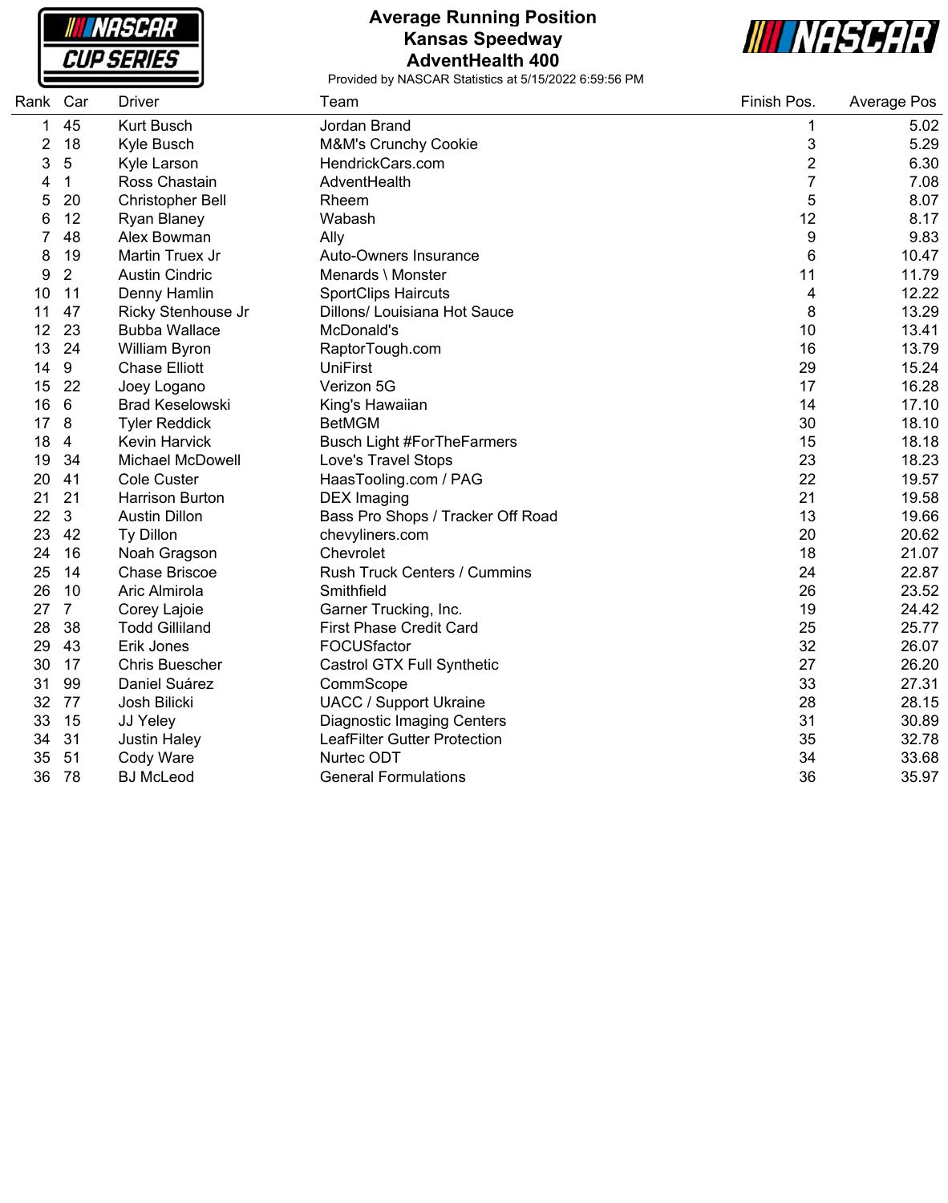# Average Running Position
## Kansas Speedway
## AdventHealth 400

Provided by NASCAR Statistics at 5/15/2022 6:59:56 PM

| Rank | Car | Driver | Team | Finish Pos. | Average Pos |
|---|---|---|---|---|---|
| 1 | 45 | Kurt Busch | Jordan Brand | 1 | 5.02 |
| 2 | 18 | Kyle Busch | M&M's Crunchy Cookie | 3 | 5.29 |
| 3 | 5 | Kyle Larson | HendrickCars.com | 2 | 6.30 |
| 4 | 1 | Ross Chastain | AdventHealth | 7 | 7.08 |
| 5 | 20 | Christopher Bell | Rheem | 5 | 8.07 |
| 6 | 12 | Ryan Blaney | Wabash | 12 | 8.17 |
| 7 | 48 | Alex Bowman | Ally | 9 | 9.83 |
| 8 | 19 | Martin Truex Jr | Auto-Owners Insurance | 6 | 10.47 |
| 9 | 2 | Austin Cindric | Menards \ Monster | 11 | 11.79 |
| 10 | 11 | Denny Hamlin | SportClips Haircuts | 4 | 12.22 |
| 11 | 47 | Ricky Stenhouse Jr | Dillons/ Louisiana Hot Sauce | 8 | 13.29 |
| 12 | 23 | Bubba Wallace | McDonald's | 10 | 13.41 |
| 13 | 24 | William Byron | RaptorTough.com | 16 | 13.79 |
| 14 | 9 | Chase Elliott | UniFirst | 29 | 15.24 |
| 15 | 22 | Joey Logano | Verizon 5G | 17 | 16.28 |
| 16 | 6 | Brad Keselowski | King's Hawaiian | 14 | 17.10 |
| 17 | 8 | Tyler Reddick | BetMGM | 30 | 18.10 |
| 18 | 4 | Kevin Harvick | Busch Light #ForTheFarmers | 15 | 18.18 |
| 19 | 34 | Michael McDowell | Love's Travel Stops | 23 | 18.23 |
| 20 | 41 | Cole Custer | HaasTooling.com / PAG | 22 | 19.57 |
| 21 | 21 | Harrison Burton | DEX Imaging | 21 | 19.58 |
| 22 | 3 | Austin Dillon | Bass Pro Shops / Tracker Off Road | 13 | 19.66 |
| 23 | 42 | Ty Dillon | chevyliners.com | 20 | 20.62 |
| 24 | 16 | Noah Gragson | Chevrolet | 18 | 21.07 |
| 25 | 14 | Chase Briscoe | Rush Truck Centers / Cummins | 24 | 22.87 |
| 26 | 10 | Aric Almirola | Smithfield | 26 | 23.52 |
| 27 | 7 | Corey Lajoie | Garner Trucking, Inc. | 19 | 24.42 |
| 28 | 38 | Todd Gilliland | First Phase Credit Card | 25 | 25.77 |
| 29 | 43 | Erik Jones | FOCUSfactor | 32 | 26.07 |
| 30 | 17 | Chris Buescher | Castrol GTX Full Synthetic | 27 | 26.20 |
| 31 | 99 | Daniel Suárez | CommScope | 33 | 27.31 |
| 32 | 77 | Josh Bilicki | UACC / Support Ukraine | 28 | 28.15 |
| 33 | 15 | JJ Yeley | Diagnostic Imaging Centers | 31 | 30.89 |
| 34 | 31 | Justin Haley | LeafFilter Gutter Protection | 35 | 32.78 |
| 35 | 51 | Cody Ware | Nurtec ODT | 34 | 33.68 |
| 36 | 78 | BJ McLeod | General Formulations | 36 | 35.97 |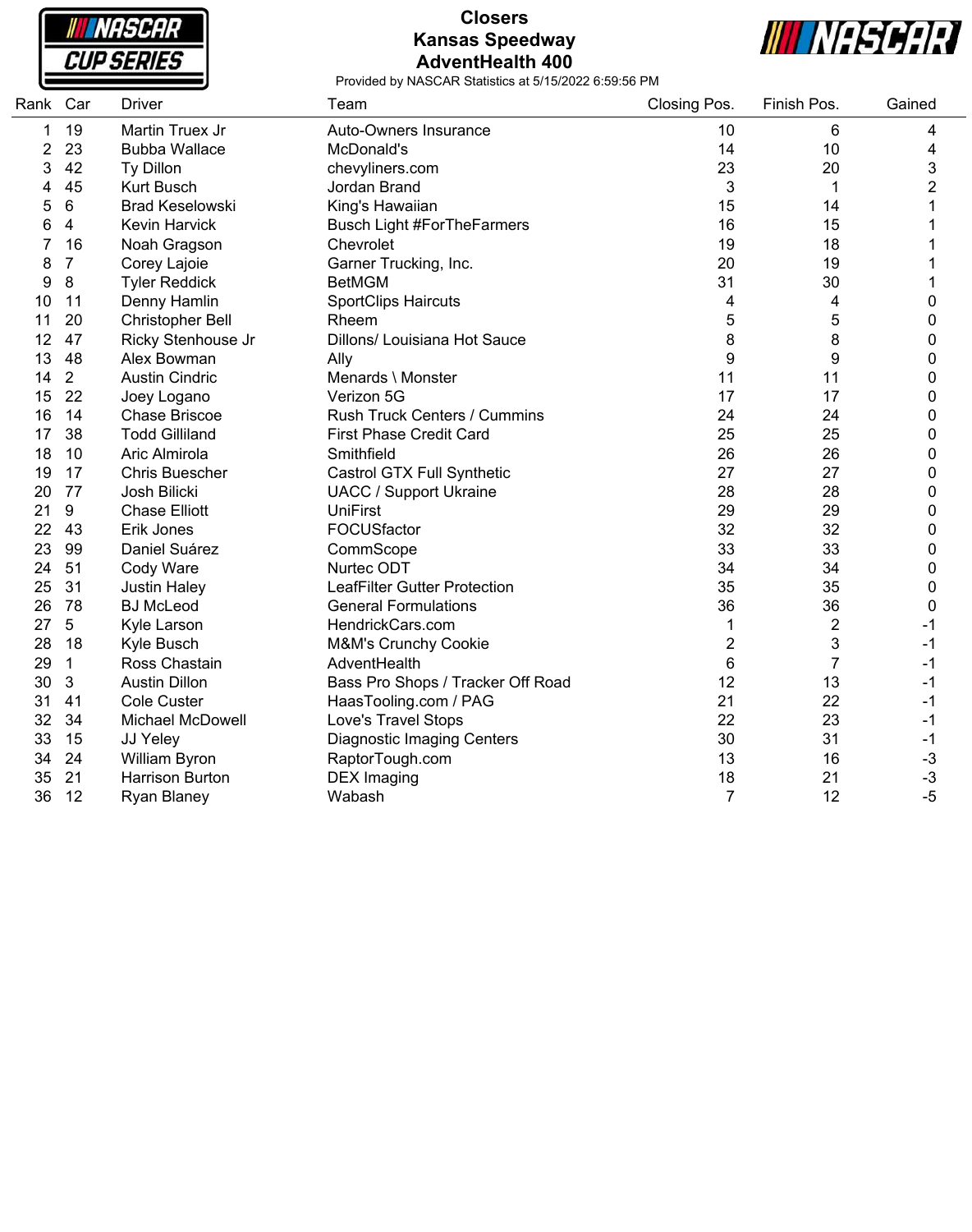# Closers
## Kansas Speedway
## AdventHealth 400

Provided by NASCAR Statistics at 5/15/2022 6:59:56 PM

| Rank | Car | Driver | Team | Closing Pos. | Finish Pos. | Gained |
|---|---|---|---|---|---|---|
| 1 | 19 | Martin Truex Jr | Auto-Owners Insurance | 10 | 6 | 4 |
| 2 | 23 | Bubba Wallace | McDonald's | 14 | 10 | 4 |
| 3 | 42 | Ty Dillon | chevyliners.com | 23 | 20 | 3 |
| 4 | 45 | Kurt Busch | Jordan Brand | 3 | 1 | 2 |
| 5 | 6 | Brad Keselowski | King's Hawaiian | 15 | 14 | 1 |
| 6 | 4 | Kevin Harvick | Busch Light #ForTheFarmers | 16 | 15 | 1 |
| 7 | 16 | Noah Gragson | Chevrolet | 19 | 18 | 1 |
| 8 | 7 | Corey Lajoie | Garner Trucking, Inc. | 20 | 19 | 1 |
| 9 | 8 | Tyler Reddick | BetMGM | 31 | 30 | 1 |
| 10 | 11 | Denny Hamlin | SportClips Haircuts | 4 | 4 | 0 |
| 11 | 20 | Christopher Bell | Rheem | 5 | 5 | 0 |
| 12 | 47 | Ricky Stenhouse Jr | Dillons/ Louisiana Hot Sauce | 8 | 8 | 0 |
| 13 | 48 | Alex Bowman | Ally | 9 | 9 | 0 |
| 14 | 2 | Austin Cindric | Menards \ Monster | 11 | 11 | 0 |
| 15 | 22 | Joey Logano | Verizon 5G | 17 | 17 | 0 |
| 16 | 14 | Chase Briscoe | Rush Truck Centers / Cummins | 24 | 24 | 0 |
| 17 | 38 | Todd Gilliland | First Phase Credit Card | 25 | 25 | 0 |
| 18 | 10 | Aric Almirola | Smithfield | 26 | 26 | 0 |
| 19 | 17 | Chris Buescher | Castrol GTX Full Synthetic | 27 | 27 | 0 |
| 20 | 77 | Josh Bilicki | UACC / Support Ukraine | 28 | 28 | 0 |
| 21 | 9 | Chase Elliott | UniFirst | 29 | 29 | 0 |
| 22 | 43 | Erik Jones | FOCUSfactor | 32 | 32 | 0 |
| 23 | 99 | Daniel Suárez | CommScope | 33 | 33 | 0 |
| 24 | 51 | Cody Ware | Nurtec ODT | 34 | 34 | 0 |
| 25 | 31 | Justin Haley | LeafFilter Gutter Protection | 35 | 35 | 0 |
| 26 | 78 | BJ McLeod | General Formulations | 36 | 36 | 0 |
| 27 | 5 | Kyle Larson | HendrickCars.com | 1 | 2 | -1 |
| 28 | 18 | Kyle Busch | M&M's Crunchy Cookie | 2 | 3 | -1 |
| 29 | 1 | Ross Chastain | AdventHealth | 6 | 7 | -1 |
| 30 | 3 | Austin Dillon | Bass Pro Shops / Tracker Off Road | 12 | 13 | -1 |
| 31 | 41 | Cole Custer | HaasTooling.com / PAG | 21 | 22 | -1 |
| 32 | 34 | Michael McDowell | Love's Travel Stops | 22 | 23 | -1 |
| 33 | 15 | JJ Yeley | Diagnostic Imaging Centers | 30 | 31 | -1 |
| 34 | 24 | William Byron | RaptorTough.com | 13 | 16 | -3 |
| 35 | 21 | Harrison Burton | DEX Imaging | 18 | 21 | -3 |
| 36 | 12 | Ryan Blaney | Wabash | 7 | 12 | -5 |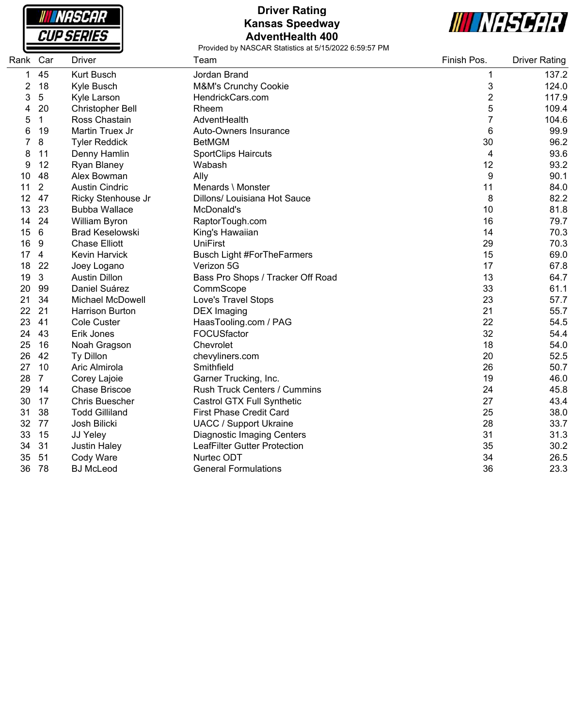# Driver Rating

## Kansas Speedway

## AdventHealth 400

Provided by NASCAR Statistics at 5/15/2022 6:59:57 PM

| Rank | Car | Driver | Team | Finish Pos. | Driver Rating |
|---|---|---|---|---|---|
| 1 | 45 | Kurt Busch | Jordan Brand | 1 | 137.2 |
| 2 | 18 | Kyle Busch | M&M's Crunchy Cookie | 3 | 124.0 |
| 3 | 5 | Kyle Larson | HendrickCars.com | 2 | 117.9 |
| 4 | 20 | Christopher Bell | Rheem | 5 | 109.4 |
| 5 | 1 | Ross Chastain | AdventHealth | 7 | 104.6 |
| 6 | 19 | Martin Truex Jr | Auto-Owners Insurance | 6 | 99.9 |
| 7 | 8 | Tyler Reddick | BetMGM | 30 | 96.2 |
| 8 | 11 | Denny Hamlin | SportClips Haircuts | 4 | 93.6 |
| 9 | 12 | Ryan Blaney | Wabash | 12 | 93.2 |
| 10 | 48 | Alex Bowman | Ally | 9 | 90.1 |
| 11 | 2 | Austin Cindric | Menards \ Monster | 11 | 84.0 |
| 12 | 47 | Ricky Stenhouse Jr | Dillons/ Louisiana Hot Sauce | 8 | 82.2 |
| 13 | 23 | Bubba Wallace | McDonald's | 10 | 81.8 |
| 14 | 24 | William Byron | RaptorTough.com | 16 | 79.7 |
| 15 | 6 | Brad Keselowski | King's Hawaiian | 14 | 70.3 |
| 16 | 9 | Chase Elliott | UniFirst | 29 | 70.3 |
| 17 | 4 | Kevin Harvick | Busch Light #ForTheFarmers | 15 | 69.0 |
| 18 | 22 | Joey Logano | Verizon 5G | 17 | 67.8 |
| 19 | 3 | Austin Dillon | Bass Pro Shops / Tracker Off Road | 13 | 64.7 |
| 20 | 99 | Daniel Suárez | CommScope | 33 | 61.1 |
| 21 | 34 | Michael McDowell | Love's Travel Stops | 23 | 57.7 |
| 22 | 21 | Harrison Burton | DEX Imaging | 21 | 55.7 |
| 23 | 41 | Cole Custer | HaasTooling.com / PAG | 22 | 54.5 |
| 24 | 43 | Erik Jones | FOCUSfactor | 32 | 54.4 |
| 25 | 16 | Noah Gragson | Chevrolet | 18 | 54.0 |
| 26 | 42 | Ty Dillon | chevyliners.com | 20 | 52.5 |
| 27 | 10 | Aric Almirola | Smithfield | 26 | 50.7 |
| 28 | 7 | Corey Lajoie | Garner Trucking, Inc. | 19 | 46.0 |
| 29 | 14 | Chase Briscoe | Rush Truck Centers / Cummins | 24 | 45.8 |
| 30 | 17 | Chris Buescher | Castrol GTX Full Synthetic | 27 | 43.4 |
| 31 | 38 | Todd Gilliland | First Phase Credit Card | 25 | 38.0 |
| 32 | 77 | Josh Bilicki | UACC / Support Ukraine | 28 | 33.7 |
| 33 | 15 | JJ Yeley | Diagnostic Imaging Centers | 31 | 31.3 |
| 34 | 31 | Justin Haley | LeafFilter Gutter Protection | 35 | 30.2 |
| 35 | 51 | Cody Ware | Nurtec ODT | 34 | 26.5 |
| 36 | 78 | BJ McLeod | General Formulations | 36 | 23.3 |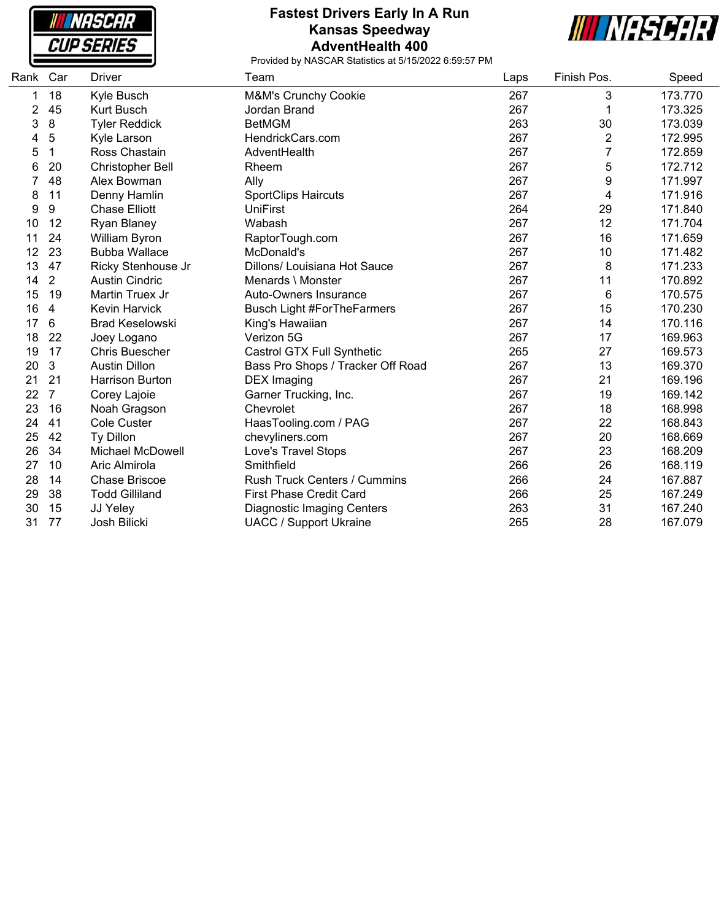# Fastest Drivers Early In A Run
## Kansas Speedway
## AdventHealth 400

Provided by NASCAR Statistics at 5/15/2022 6:59:57 PM

| Rank | Car | Driver | Team | Laps | Finish Pos. | Speed |
|---|---|---|---|---|---|---|
| 1 | 18 | Kyle Busch | M&M's Crunchy Cookie | 267 | 3 | 173.770 |
| 2 | 45 | Kurt Busch | Jordan Brand | 267 | 1 | 173.325 |
| 3 | 8 | Tyler Reddick | BetMGM | 263 | 30 | 173.039 |
| 4 | 5 | Kyle Larson | HendrickCars.com | 267 | 2 | 172.995 |
| 5 | 1 | Ross Chastain | AdventHealth | 267 | 7 | 172.859 |
| 6 | 20 | Christopher Bell | Rheem | 267 | 5 | 172.712 |
| 7 | 48 | Alex Bowman | Ally | 267 | 9 | 171.997 |
| 8 | 11 | Denny Hamlin | SportClips Haircuts | 267 | 4 | 171.916 |
| 9 | 9 | Chase Elliott | UniFirst | 264 | 29 | 171.840 |
| 10 | 12 | Ryan Blaney | Wabash | 267 | 12 | 171.704 |
| 11 | 24 | William Byron | RaptorTough.com | 267 | 16 | 171.659 |
| 12 | 23 | Bubba Wallace | McDonald's | 267 | 10 | 171.482 |
| 13 | 47 | Ricky Stenhouse Jr | Dillons/ Louisiana Hot Sauce | 267 | 8 | 171.233 |
| 14 | 2 | Austin Cindric | Menards \ Monster | 267 | 11 | 170.892 |
| 15 | 19 | Martin Truex Jr | Auto-Owners Insurance | 267 | 6 | 170.575 |
| 16 | 4 | Kevin Harvick | Busch Light #ForTheFarmers | 267 | 15 | 170.230 |
| 17 | 6 | Brad Keselowski | King's Hawaiian | 267 | 14 | 170.116 |
| 18 | 22 | Joey Logano | Verizon 5G | 267 | 17 | 169.963 |
| 19 | 17 | Chris Buescher | Castrol GTX Full Synthetic | 265 | 27 | 169.573 |
| 20 | 3 | Austin Dillon | Bass Pro Shops / Tracker Off Road | 267 | 13 | 169.370 |
| 21 | 21 | Harrison Burton | DEX Imaging | 267 | 21 | 169.196 |
| 22 | 7 | Corey Lajoie | Garner Trucking, Inc. | 267 | 19 | 169.142 |
| 23 | 16 | Noah Gragson | Chevrolet | 267 | 18 | 168.998 |
| 24 | 41 | Cole Custer | HaasTooling.com / PAG | 267 | 22 | 168.843 |
| 25 | 42 | Ty Dillon | chevyliners.com | 267 | 20 | 168.669 |
| 26 | 34 | Michael McDowell | Love's Travel Stops | 267 | 23 | 168.209 |
| 27 | 10 | Aric Almirola | Smithfield | 266 | 26 | 168.119 |
| 28 | 14 | Chase Briscoe | Rush Truck Centers / Cummins | 266 | 24 | 167.887 |
| 29 | 38 | Todd Gilliland | First Phase Credit Card | 266 | 25 | 167.249 |
| 30 | 15 | JJ Yeley | Diagnostic Imaging Centers | 263 | 31 | 167.240 |
| 31 | 77 | Josh Bilicki | UACC / Support Ukraine | 265 | 28 | 167.079 |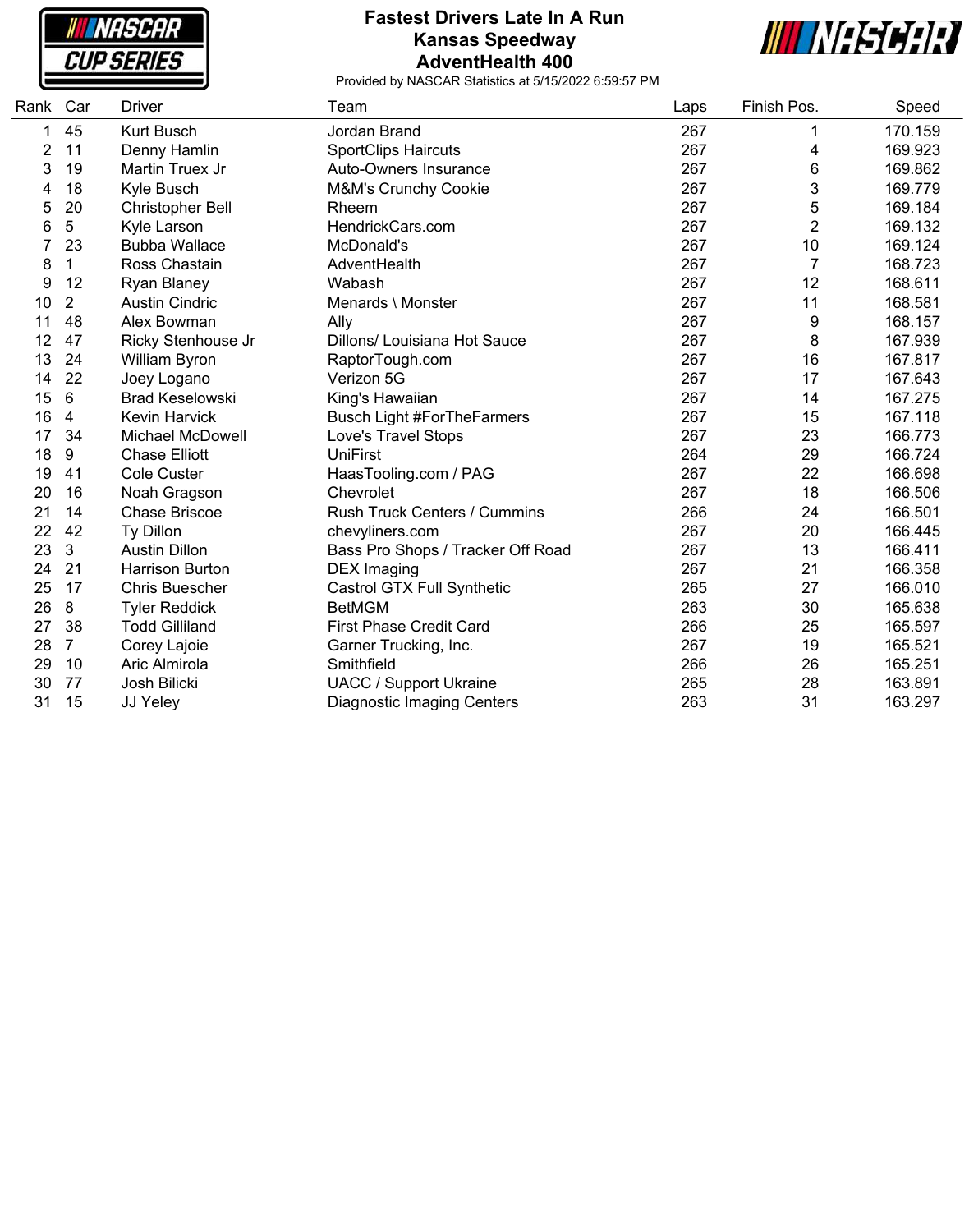# Fastest Drivers Late In A Run
## Kansas Speedway
## AdventHealth 400

Provided by NASCAR Statistics at 5/15/2022 6:59:57 PM

| Rank | Car | Driver | Team | Laps | Finish Pos. | Speed |
|---|---|---|---|---|---|---|
| 1 | 45 | Kurt Busch | Jordan Brand | 267 | 1 | 170.159 |
| 2 | 11 | Denny Hamlin | SportClips Haircuts | 267 | 4 | 169.923 |
| 3 | 19 | Martin Truex Jr | Auto-Owners Insurance | 267 | 6 | 169.862 |
| 4 | 18 | Kyle Busch | M&M's Crunchy Cookie | 267 | 3 | 169.779 |
| 5 | 20 | Christopher Bell | Rheem | 267 | 5 | 169.184 |
| 6 | 5 | Kyle Larson | HendrickCars.com | 267 | 2 | 169.132 |
| 7 | 23 | Bubba Wallace | McDonald's | 267 | 10 | 169.124 |
| 8 | 1 | Ross Chastain | AdventHealth | 267 | 7 | 168.723 |
| 9 | 12 | Ryan Blaney | Wabash | 267 | 12 | 168.611 |
| 10 | 2 | Austin Cindric | Menards \ Monster | 267 | 11 | 168.581 |
| 11 | 48 | Alex Bowman | Ally | 267 | 9 | 168.157 |
| 12 | 47 | Ricky Stenhouse Jr | Dillons/ Louisiana Hot Sauce | 267 | 8 | 167.939 |
| 13 | 24 | William Byron | RaptorTough.com | 267 | 16 | 167.817 |
| 14 | 22 | Joey Logano | Verizon 5G | 267 | 17 | 167.643 |
| 15 | 6 | Brad Keselowski | King's Hawaiian | 267 | 14 | 167.275 |
| 16 | 4 | Kevin Harvick | Busch Light #ForTheFarmers | 267 | 15 | 167.118 |
| 17 | 34 | Michael McDowell | Love's Travel Stops | 267 | 23 | 166.773 |
| 18 | 9 | Chase Elliott | UniFirst | 264 | 29 | 166.724 |
| 19 | 41 | Cole Custer | HaasTooling.com / PAG | 267 | 22 | 166.698 |
| 20 | 16 | Noah Gragson | Chevrolet | 267 | 18 | 166.506 |
| 21 | 14 | Chase Briscoe | Rush Truck Centers / Cummins | 266 | 24 | 166.501 |
| 22 | 42 | Ty Dillon | chevyliners.com | 267 | 20 | 166.445 |
| 23 | 3 | Austin Dillon | Bass Pro Shops / Tracker Off Road | 267 | 13 | 166.411 |
| 24 | 21 | Harrison Burton | DEX Imaging | 267 | 21 | 166.358 |
| 25 | 17 | Chris Buescher | Castrol GTX Full Synthetic | 265 | 27 | 166.010 |
| 26 | 8 | Tyler Reddick | BetMGM | 263 | 30 | 165.638 |
| 27 | 38 | Todd Gilliland | First Phase Credit Card | 266 | 25 | 165.597 |
| 28 | 7 | Corey Lajoie | Garner Trucking, Inc. | 267 | 19 | 165.521 |
| 29 | 10 | Aric Almirola | Smithfield | 266 | 26 | 165.251 |
| 30 | 77 | Josh Bilicki | UACC / Support Ukraine | 265 | 28 | 163.891 |
| 31 | 15 | JJ Yeley | Diagnostic Imaging Centers | 263 | 31 | 163.297 |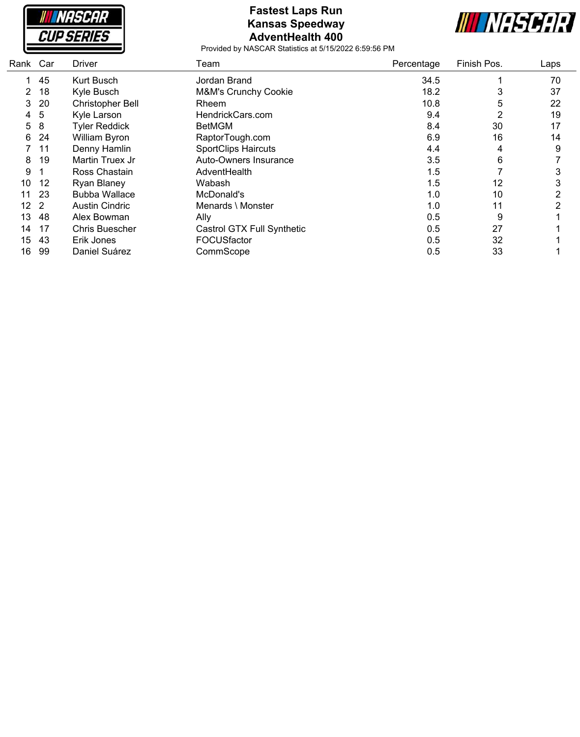# Fastest Laps Run
## Kansas Speedway
## AdventHealth 400

Provided by NASCAR Statistics at 5/15/2022 6:59:56 PM

| Rank | Car | Driver | Team | Percentage | Finish Pos. | Laps |
|---|---|---|---|---|---|---|
| 1 | 45 | Kurt Busch | Jordan Brand | 34.5 | 1 | 70 |
| 2 | 18 | Kyle Busch | M&M's Crunchy Cookie | 18.2 | 3 | 37 |
| 3 | 20 | Christopher Bell | Rheem | 10.8 | 5 | 22 |
| 4 | 5 | Kyle Larson | HendrickCars.com | 9.4 | 2 | 19 |
| 5 | 8 | Tyler Reddick | BetMGM | 8.4 | 30 | 17 |
| 6 | 24 | William Byron | RaptorTough.com | 6.9 | 16 | 14 |
| 7 | 11 | Denny Hamlin | SportClips Haircuts | 4.4 | 4 | 9 |
| 8 | 19 | Martin Truex Jr | Auto-Owners Insurance | 3.5 | 6 | 7 |
| 9 | 1 | Ross Chastain | AdventHealth | 1.5 | 7 | 3 |
| 10 | 12 | Ryan Blaney | Wabash | 1.5 | 12 | 3 |
| 11 | 23 | Bubba Wallace | McDonald's | 1.0 | 10 | 2 |
| 12 | 2 | Austin Cindric | Menards \ Monster | 1.0 | 11 | 2 |
| 13 | 48 | Alex Bowman | Ally | 0.5 | 9 | 1 |
| 14 | 17 | Chris Buescher | Castrol GTX Full Synthetic | 0.5 | 27 | 1 |
| 15 | 43 | Erik Jones | FOCUSfactor | 0.5 | 32 | 1 |
| 16 | 99 | Daniel Suárez | CommScope | 0.5 | 33 | 1 |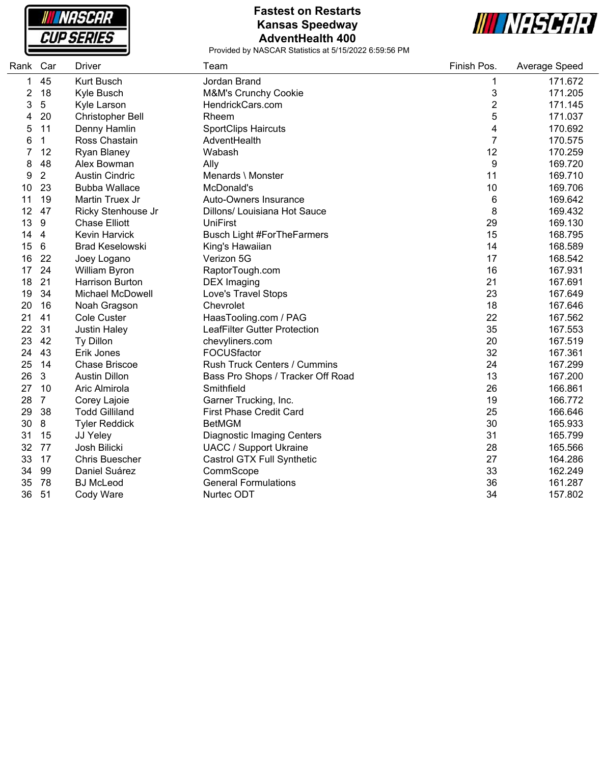# Fastest on Restarts
## Kansas Speedway
## AdventHealth 400

Provided by NASCAR Statistics at 5/15/2022 6:59:56 PM

| Rank | Car | Driver | Team | Finish Pos. | Average Speed |
|---|---|---|---|---|---|
| 1 | 45 | Kurt Busch | Jordan Brand | 1 | 171.672 |
| 2 | 18 | Kyle Busch | M&M's Crunchy Cookie | 3 | 171.205 |
| 3 | 5 | Kyle Larson | HendrickCars.com | 2 | 171.145 |
| 4 | 20 | Christopher Bell | Rheem | 5 | 171.037 |
| 5 | 11 | Denny Hamlin | SportClips Haircuts | 4 | 170.692 |
| 6 | 1 | Ross Chastain | AdventHealth | 7 | 170.575 |
| 7 | 12 | Ryan Blaney | Wabash | 12 | 170.259 |
| 8 | 48 | Alex Bowman | Ally | 9 | 169.720 |
| 9 | 2 | Austin Cindric | Menards \ Monster | 11 | 169.710 |
| 10 | 23 | Bubba Wallace | McDonald's | 10 | 169.706 |
| 11 | 19 | Martin Truex Jr | Auto-Owners Insurance | 6 | 169.642 |
| 12 | 47 | Ricky Stenhouse Jr | Dillons/ Louisiana Hot Sauce | 8 | 169.432 |
| 13 | 9 | Chase Elliott | UniFirst | 29 | 169.130 |
| 14 | 4 | Kevin Harvick | Busch Light #ForTheFarmers | 15 | 168.795 |
| 15 | 6 | Brad Keselowski | King's Hawaiian | 14 | 168.589 |
| 16 | 22 | Joey Logano | Verizon 5G | 17 | 168.542 |
| 17 | 24 | William Byron | RaptorTough.com | 16 | 167.931 |
| 18 | 21 | Harrison Burton | DEX Imaging | 21 | 167.691 |
| 19 | 34 | Michael McDowell | Love's Travel Stops | 23 | 167.649 |
| 20 | 16 | Noah Gragson | Chevrolet | 18 | 167.646 |
| 21 | 41 | Cole Custer | HaasTooling.com / PAG | 22 | 167.562 |
| 22 | 31 | Justin Haley | LeafFilter Gutter Protection | 35 | 167.553 |
| 23 | 42 | Ty Dillon | chevyliners.com | 20 | 167.519 |
| 24 | 43 | Erik Jones | FOCUSfactor | 32 | 167.361 |
| 25 | 14 | Chase Briscoe | Rush Truck Centers / Cummins | 24 | 167.299 |
| 26 | 3 | Austin Dillon | Bass Pro Shops / Tracker Off Road | 13 | 167.200 |
| 27 | 10 | Aric Almirola | Smithfield | 26 | 166.861 |
| 28 | 7 | Corey Lajoie | Garner Trucking, Inc. | 19 | 166.772 |
| 29 | 38 | Todd Gilliland | First Phase Credit Card | 25 | 166.646 |
| 30 | 8 | Tyler Reddick | BetMGM | 30 | 165.933 |
| 31 | 15 | JJ Yeley | Diagnostic Imaging Centers | 31 | 165.799 |
| 32 | 77 | Josh Bilicki | UACC / Support Ukraine | 28 | 165.566 |
| 33 | 17 | Chris Buescher | Castrol GTX Full Synthetic | 27 | 164.286 |
| 34 | 99 | Daniel Suárez | CommScope | 33 | 162.249 |
| 35 | 78 | BJ McLeod | General Formulations | 36 | 161.287 |
| 36 | 51 | Cody Ware | Nurtec ODT | 34 | 157.802 |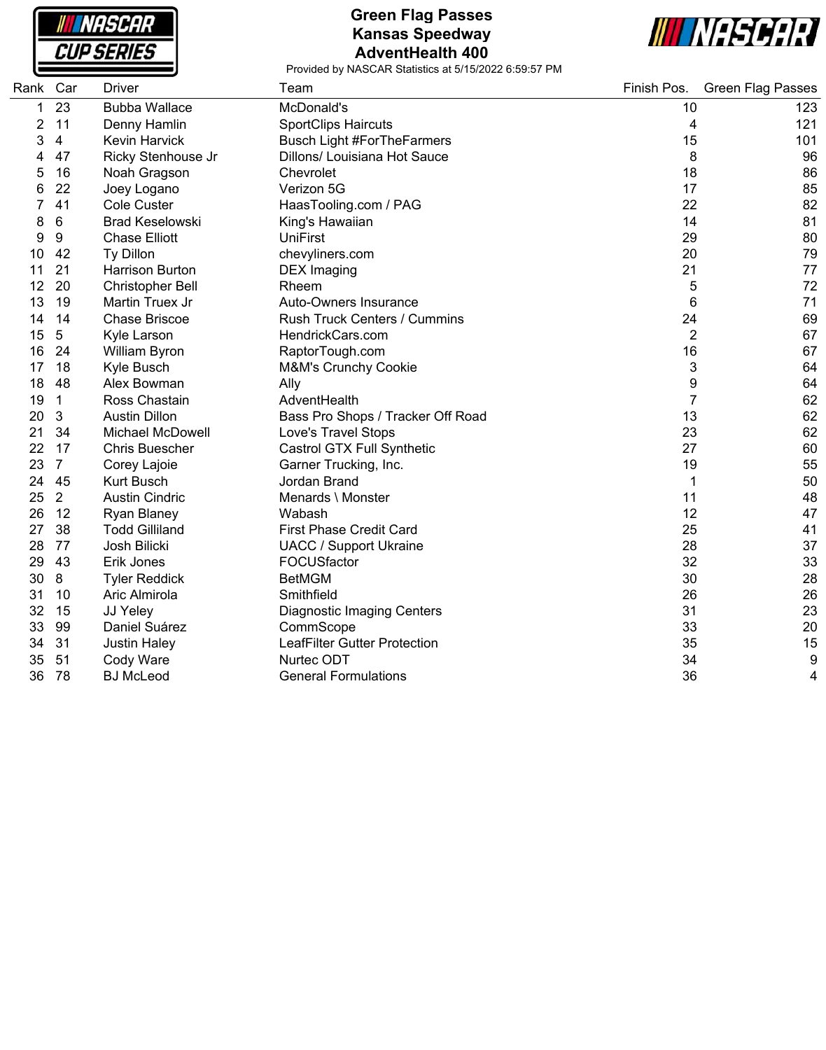# Green Flag Passes
## Kansas Speedway
## AdventHealth 400

Provided by NASCAR Statistics at 5/15/2022 6:59:57 PM

| Rank | Car | Driver | Team | Finish Pos. | Green Flag Passes |
|---|---|---|---|---|---|
| 1 | 23 | Bubba Wallace | McDonald's | 10 | 123 |
| 2 | 11 | Denny Hamlin | SportClips Haircuts | 4 | 121 |
| 3 | 4 | Kevin Harvick | Busch Light #ForTheFarmers | 15 | 101 |
| 4 | 47 | Ricky Stenhouse Jr | Dillons/ Louisiana Hot Sauce | 8 | 96 |
| 5 | 16 | Noah Gragson | Chevrolet | 18 | 86 |
| 6 | 22 | Joey Logano | Verizon 5G | 17 | 85 |
| 7 | 41 | Cole Custer | HaasTooling.com / PAG | 22 | 82 |
| 8 | 6 | Brad Keselowski | King's Hawaiian | 14 | 81 |
| 9 | 9 | Chase Elliott | UniFirst | 29 | 80 |
| 10 | 42 | Ty Dillon | chevyliners.com | 20 | 79 |
| 11 | 21 | Harrison Burton | DEX Imaging | 21 | 77 |
| 12 | 20 | Christopher Bell | Rheem | 5 | 72 |
| 13 | 19 | Martin Truex Jr | Auto-Owners Insurance | 6 | 71 |
| 14 | 14 | Chase Briscoe | Rush Truck Centers / Cummins | 24 | 69 |
| 15 | 5 | Kyle Larson | HendrickCars.com | 2 | 67 |
| 16 | 24 | William Byron | RaptorTough.com | 16 | 67 |
| 17 | 18 | Kyle Busch | M&M's Crunchy Cookie | 3 | 64 |
| 18 | 48 | Alex Bowman | Ally | 9 | 64 |
| 19 | 1 | Ross Chastain | AdventHealth | 7 | 62 |
| 20 | 3 | Austin Dillon | Bass Pro Shops / Tracker Off Road | 13 | 62 |
| 21 | 34 | Michael McDowell | Love's Travel Stops | 23 | 62 |
| 22 | 17 | Chris Buescher | Castrol GTX Full Synthetic | 27 | 60 |
| 23 | 7 | Corey Lajoie | Garner Trucking, Inc. | 19 | 55 |
| 24 | 45 | Kurt Busch | Jordan Brand | 1 | 50 |
| 25 | 2 | Austin Cindric | Menards \ Monster | 11 | 48 |
| 26 | 12 | Ryan Blaney | Wabash | 12 | 47 |
| 27 | 38 | Todd Gilliland | First Phase Credit Card | 25 | 41 |
| 28 | 77 | Josh Bilicki | UACC / Support Ukraine | 28 | 37 |
| 29 | 43 | Erik Jones | FOCUSfactor | 32 | 33 |
| 30 | 8 | Tyler Reddick | BetMGM | 30 | 28 |
| 31 | 10 | Aric Almirola | Smithfield | 26 | 26 |
| 32 | 15 | JJ Yeley | Diagnostic Imaging Centers | 31 | 23 |
| 33 | 99 | Daniel Suárez | CommScope | 33 | 20 |
| 34 | 31 | Justin Haley | LeafFilter Gutter Protection | 35 | 15 |
| 35 | 51 | Cody Ware | Nurtec ODT | 34 | 9 |
| 36 | 78 | BJ McLeod | General Formulations | 36 | 4 |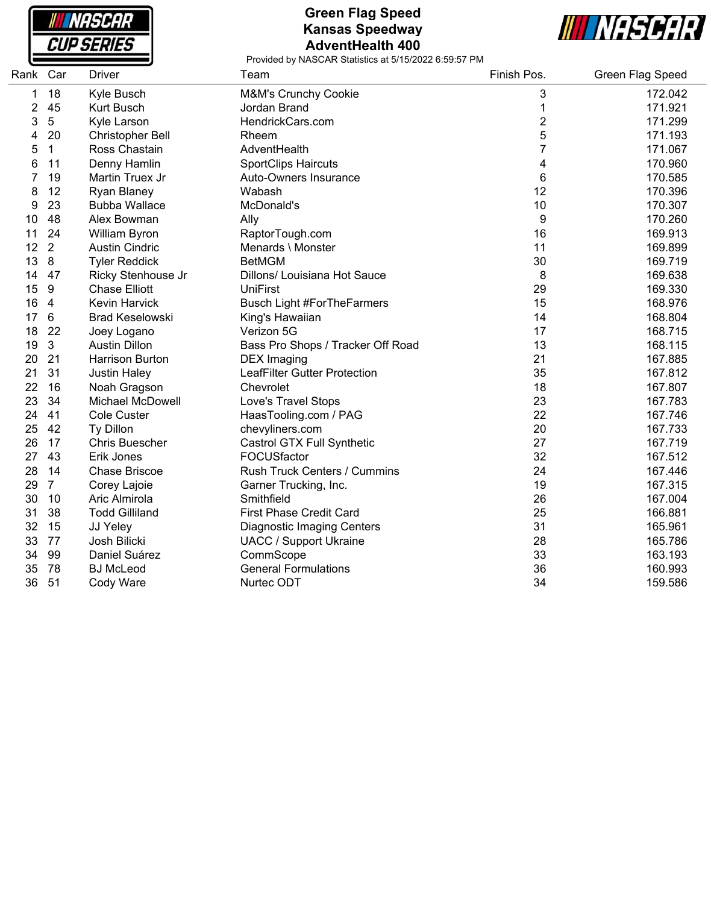# Green Flag Speed
## Kansas Speedway
## AdventHealth 400

Provided by NASCAR Statistics at 5/15/2022 6:59:57 PM

| Rank | Car | Driver | Team | Finish Pos. | Green Flag Speed |
|---|---|---|---|---|---|
| 1 | 18 | Kyle Busch | M&M's Crunchy Cookie | 3 | 172.042 |
| 2 | 45 | Kurt Busch | Jordan Brand | 1 | 171.921 |
| 3 | 5 | Kyle Larson | HendrickCars.com | 2 | 171.299 |
| 4 | 20 | Christopher Bell | Rheem | 5 | 171.193 |
| 5 | 1 | Ross Chastain | AdventHealth | 7 | 171.067 |
| 6 | 11 | Denny Hamlin | SportClips Haircuts | 4 | 170.960 |
| 7 | 19 | Martin Truex Jr | Auto-Owners Insurance | 6 | 170.585 |
| 8 | 12 | Ryan Blaney | Wabash | 12 | 170.396 |
| 9 | 23 | Bubba Wallace | McDonald's | 10 | 170.307 |
| 10 | 48 | Alex Bowman | Ally | 9 | 170.260 |
| 11 | 24 | William Byron | RaptorTough.com | 16 | 169.913 |
| 12 | 2 | Austin Cindric | Menards \ Monster | 11 | 169.899 |
| 13 | 8 | Tyler Reddick | BetMGM | 30 | 169.719 |
| 14 | 47 | Ricky Stenhouse Jr | Dillons/ Louisiana Hot Sauce | 8 | 169.638 |
| 15 | 9 | Chase Elliott | UniFirst | 29 | 169.330 |
| 16 | 4 | Kevin Harvick | Busch Light #ForTheFarmers | 15 | 168.976 |
| 17 | 6 | Brad Keselowski | King's Hawaiian | 14 | 168.804 |
| 18 | 22 | Joey Logano | Verizon 5G | 17 | 168.715 |
| 19 | 3 | Austin Dillon | Bass Pro Shops / Tracker Off Road | 13 | 168.115 |
| 20 | 21 | Harrison Burton | DEX Imaging | 21 | 167.885 |
| 21 | 31 | Justin Haley | LeafFilter Gutter Protection | 35 | 167.812 |
| 22 | 16 | Noah Gragson | Chevrolet | 18 | 167.807 |
| 23 | 34 | Michael McDowell | Love's Travel Stops | 23 | 167.783 |
| 24 | 41 | Cole Custer | HaasTooling.com / PAG | 22 | 167.746 |
| 25 | 42 | Ty Dillon | chevyliners.com | 20 | 167.733 |
| 26 | 17 | Chris Buescher | Castrol GTX Full Synthetic | 27 | 167.719 |
| 27 | 43 | Erik Jones | FOCUSfactor | 32 | 167.512 |
| 28 | 14 | Chase Briscoe | Rush Truck Centers / Cummins | 24 | 167.446 |
| 29 | 7 | Corey Lajoie | Garner Trucking, Inc. | 19 | 167.315 |
| 30 | 10 | Aric Almirola | Smithfield | 26 | 167.004 |
| 31 | 38 | Todd Gilliland | First Phase Credit Card | 25 | 166.881 |
| 32 | 15 | JJ Yeley | Diagnostic Imaging Centers | 31 | 165.961 |
| 33 | 77 | Josh Bilicki | UACC / Support Ukraine | 28 | 165.786 |
| 34 | 99 | Daniel Suárez | CommScope | 33 | 163.193 |
| 35 | 78 | BJ McLeod | General Formulations | 36 | 160.993 |
| 36 | 51 | Cody Ware | Nurtec ODT | 34 | 159.586 |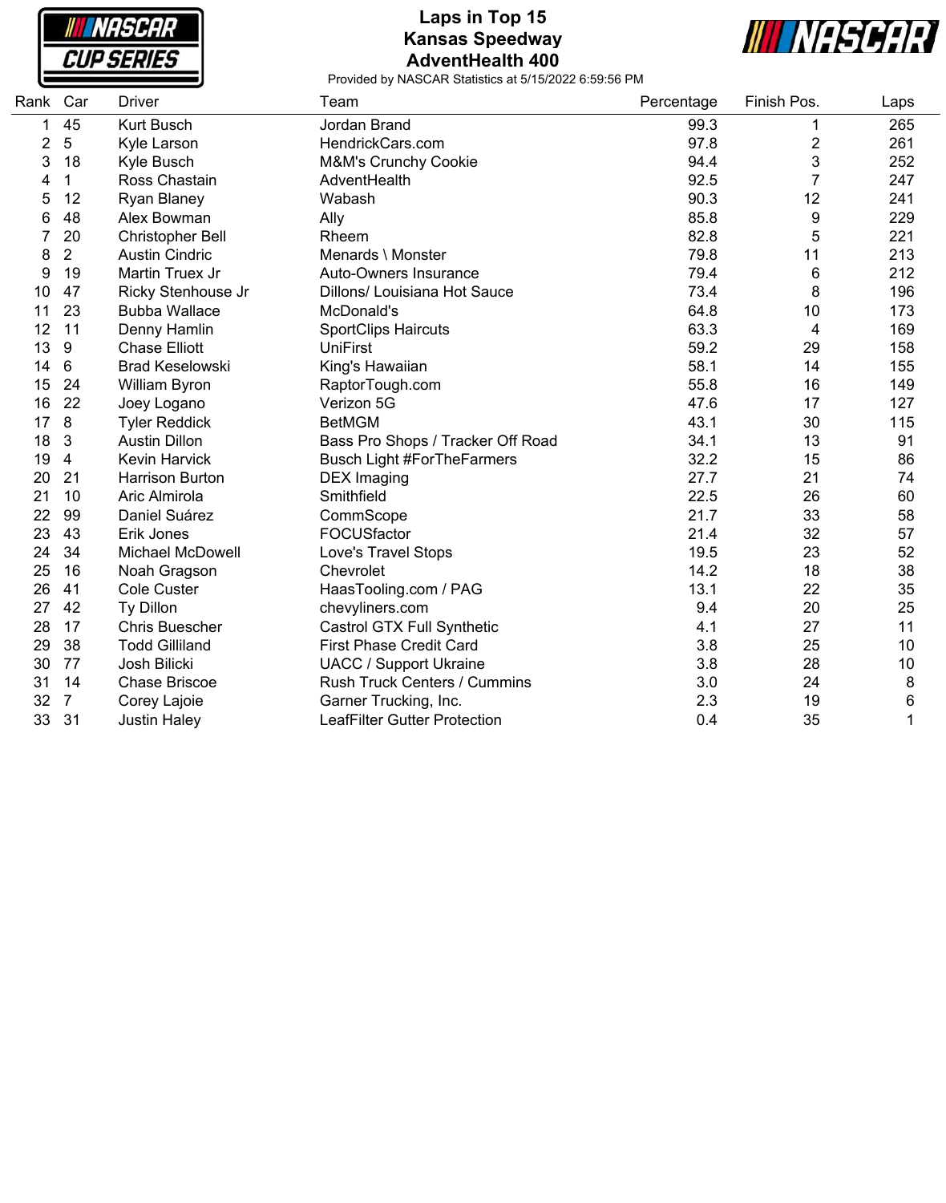# Laps in Top 15
## Kansas Speedway
## AdventHealth 400

Provided by NASCAR Statistics at 5/15/2022 6:59:56 PM

| Rank | Car | Driver | Team | Percentage | Finish Pos. | Laps |
|---|---|---|---|---|---|---|
| 1 | 45 | Kurt Busch | Jordan Brand | 99.3 | 1 | 265 |
| 2 | 5 | Kyle Larson | HendrickCars.com | 97.8 | 2 | 261 |
| 3 | 18 | Kyle Busch | M&M's Crunchy Cookie | 94.4 | 3 | 252 |
| 4 | 1 | Ross Chastain | AdventHealth | 92.5 | 7 | 247 |
| 5 | 12 | Ryan Blaney | Wabash | 90.3 | 12 | 241 |
| 6 | 48 | Alex Bowman | Ally | 85.8 | 9 | 229 |
| 7 | 20 | Christopher Bell | Rheem | 82.8 | 5 | 221 |
| 8 | 2 | Austin Cindric | Menards \ Monster | 79.8 | 11 | 213 |
| 9 | 19 | Martin Truex Jr | Auto-Owners Insurance | 79.4 | 6 | 212 |
| 10 | 47 | Ricky Stenhouse Jr | Dillons/ Louisiana Hot Sauce | 73.4 | 8 | 196 |
| 11 | 23 | Bubba Wallace | McDonald's | 64.8 | 10 | 173 |
| 12 | 11 | Denny Hamlin | SportClips Haircuts | 63.3 | 4 | 169 |
| 13 | 9 | Chase Elliott | UniFirst | 59.2 | 29 | 158 |
| 14 | 6 | Brad Keselowski | King's Hawaiian | 58.1 | 14 | 155 |
| 15 | 24 | William Byron | RaptorTough.com | 55.8 | 16 | 149 |
| 16 | 22 | Joey Logano | Verizon 5G | 47.6 | 17 | 127 |
| 17 | 8 | Tyler Reddick | BetMGM | 43.1 | 30 | 115 |
| 18 | 3 | Austin Dillon | Bass Pro Shops / Tracker Off Road | 34.1 | 13 | 91 |
| 19 | 4 | Kevin Harvick | Busch Light #ForTheFarmers | 32.2 | 15 | 86 |
| 20 | 21 | Harrison Burton | DEX Imaging | 27.7 | 21 | 74 |
| 21 | 10 | Aric Almirola | Smithfield | 22.5 | 26 | 60 |
| 22 | 99 | Daniel Suárez | CommScope | 21.7 | 33 | 58 |
| 23 | 43 | Erik Jones | FOCUSfactor | 21.4 | 32 | 57 |
| 24 | 34 | Michael McDowell | Love's Travel Stops | 19.5 | 23 | 52 |
| 25 | 16 | Noah Gragson | Chevrolet | 14.2 | 18 | 38 |
| 26 | 41 | Cole Custer | HaasTooling.com / PAG | 13.1 | 22 | 35 |
| 27 | 42 | Ty Dillon | chevyliners.com | 9.4 | 20 | 25 |
| 28 | 17 | Chris Buescher | Castrol GTX Full Synthetic | 4.1 | 27 | 11 |
| 29 | 38 | Todd Gilliland | First Phase Credit Card | 3.8 | 25 | 10 |
| 30 | 77 | Josh Bilicki | UACC / Support Ukraine | 3.8 | 28 | 10 |
| 31 | 14 | Chase Briscoe | Rush Truck Centers / Cummins | 3.0 | 24 | 8 |
| 32 | 7 | Corey Lajoie | Garner Trucking, Inc. | 2.3 | 19 | 6 |
| 33 | 31 | Justin Haley | LeafFilter Gutter Protection | 0.4 | 35 | 1 |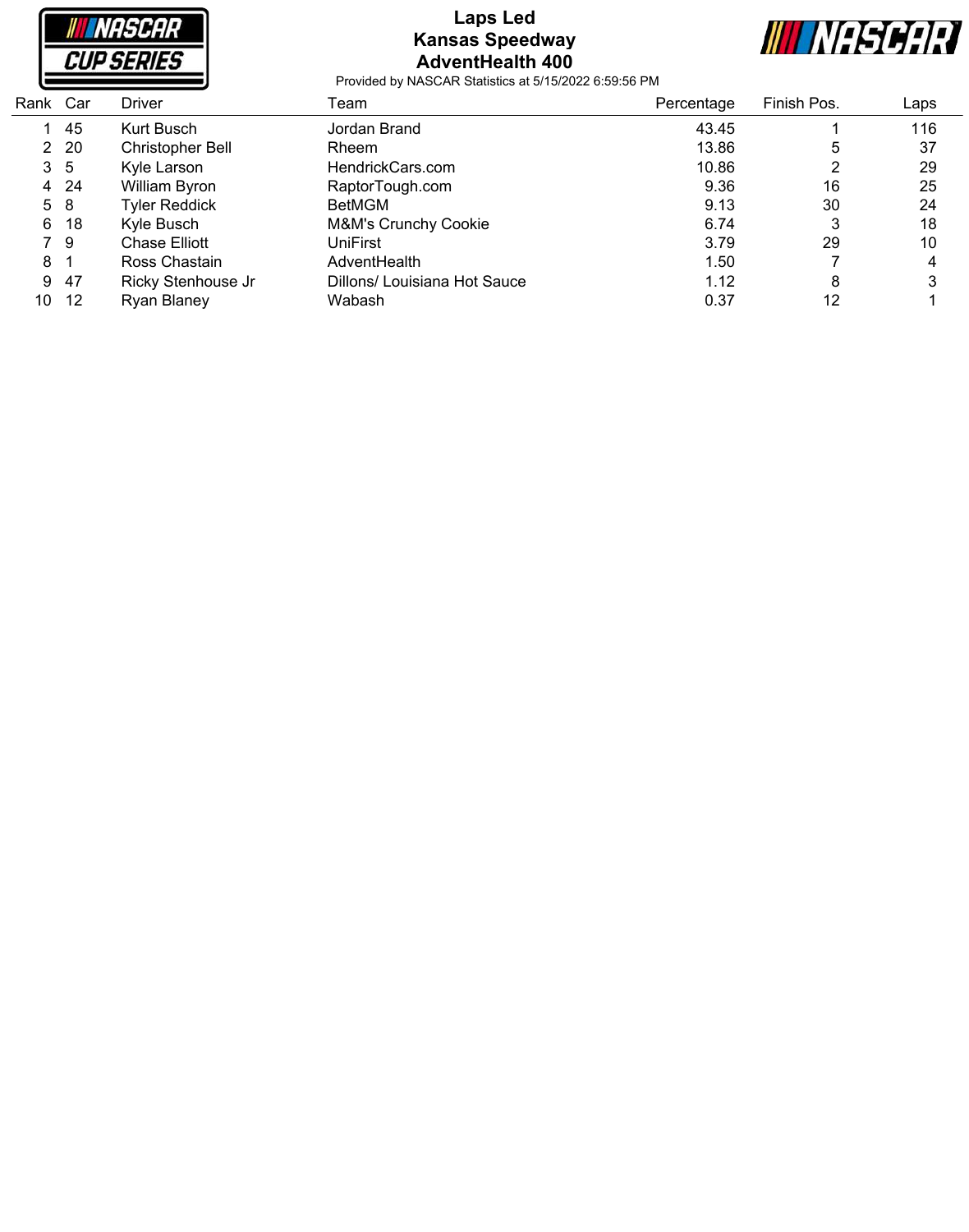# Laps Led
## Kansas Speedway
## AdventHealth 400

Provided by NASCAR Statistics at 5/15/2022 6:59:56 PM

| Rank | Car | Driver | Team | Percentage | Finish Pos. | Laps |
|---|---|---|---|---|---|---|
| 1 | 45 | Kurt Busch | Jordan Brand | 43.45 | 1 | 116 |
| 2 | 20 | Christopher Bell | Rheem | 13.86 | 5 | 37 |
| 3 | 5 | Kyle Larson | HendrickCars.com | 10.86 | 2 | 29 |
| 4 | 24 | William Byron | RaptorTough.com | 9.36 | 16 | 25 |
| 5 | 8 | Tyler Reddick | BetMGM | 9.13 | 30 | 24 |
| 6 | 18 | Kyle Busch | M&M's Crunchy Cookie | 6.74 | 3 | 18 |
| 7 | 9 | Chase Elliott | UniFirst | 3.79 | 29 | 10 |
| 8 | 1 | Ross Chastain | AdventHealth | 1.50 | 7 | 4 |
| 9 | 47 | Ricky Stenhouse Jr | Dillons/ Louisiana Hot Sauce | 1.12 | 8 | 3 |
| 10 | 12 | Ryan Blaney | Wabash | 0.37 | 12 | 1 |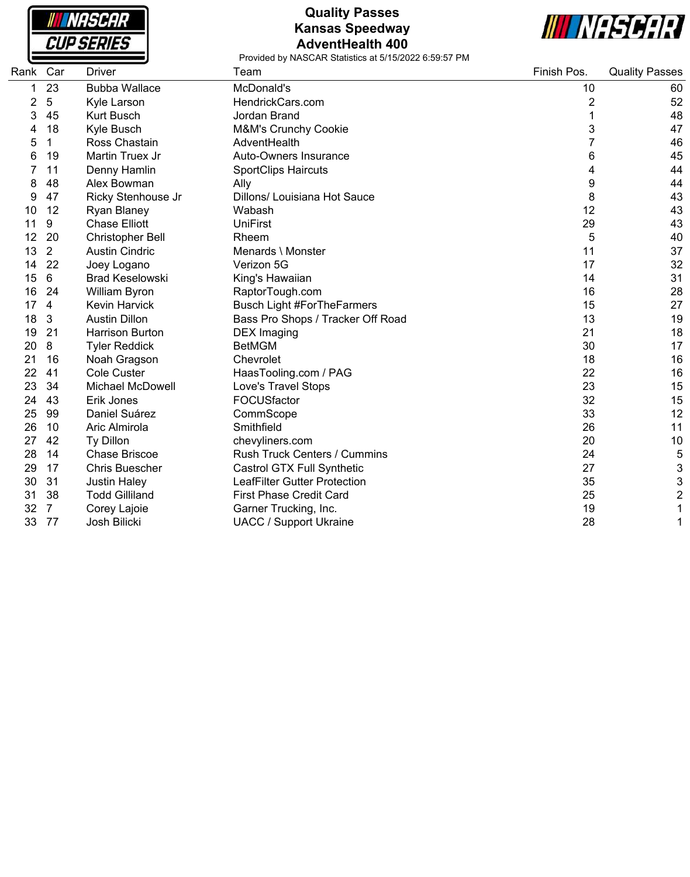# Quality Passes
## Kansas Speedway
## AdventHealth 400

Provided by NASCAR Statistics at 5/15/2022 6:59:57 PM

| Rank | Car | Driver | Team | Finish Pos. | Quality Passes |
|---|---|---|---|---|---|
| 1 | 23 | Bubba Wallace | McDonald's | 10 | 60 |
| 2 | 5 | Kyle Larson | HendrickCars.com | 2 | 52 |
| 3 | 45 | Kurt Busch | Jordan Brand | 1 | 48 |
| 4 | 18 | Kyle Busch | M&M's Crunchy Cookie | 3 | 47 |
| 5 | 1 | Ross Chastain | AdventHealth | 7 | 46 |
| 6 | 19 | Martin Truex Jr | Auto-Owners Insurance | 6 | 45 |
| 7 | 11 | Denny Hamlin | SportClips Haircuts | 4 | 44 |
| 8 | 48 | Alex Bowman | Ally | 9 | 44 |
| 9 | 47 | Ricky Stenhouse Jr | Dillons/ Louisiana Hot Sauce | 8 | 43 |
| 10 | 12 | Ryan Blaney | Wabash | 12 | 43 |
| 11 | 9 | Chase Elliott | UniFirst | 29 | 43 |
| 12 | 20 | Christopher Bell | Rheem | 5 | 40 |
| 13 | 2 | Austin Cindric | Menards \ Monster | 11 | 37 |
| 14 | 22 | Joey Logano | Verizon 5G | 17 | 32 |
| 15 | 6 | Brad Keselowski | King's Hawaiian | 14 | 31 |
| 16 | 24 | William Byron | RaptorTough.com | 16 | 28 |
| 17 | 4 | Kevin Harvick | Busch Light #ForTheFarmers | 15 | 27 |
| 18 | 3 | Austin Dillon | Bass Pro Shops / Tracker Off Road | 13 | 19 |
| 19 | 21 | Harrison Burton | DEX Imaging | 21 | 18 |
| 20 | 8 | Tyler Reddick | BetMGM | 30 | 17 |
| 21 | 16 | Noah Gragson | Chevrolet | 18 | 16 |
| 22 | 41 | Cole Custer | HaasTooling.com / PAG | 22 | 16 |
| 23 | 34 | Michael McDowell | Love's Travel Stops | 23 | 15 |
| 24 | 43 | Erik Jones | FOCUSfactor | 32 | 15 |
| 25 | 99 | Daniel Suárez | CommScope | 33 | 12 |
| 26 | 10 | Aric Almirola | Smithfield | 26 | 11 |
| 27 | 42 | Ty Dillon | chevyliners.com | 20 | 10 |
| 28 | 14 | Chase Briscoe | Rush Truck Centers / Cummins | 24 | 5 |
| 29 | 17 | Chris Buescher | Castrol GTX Full Synthetic | 27 | 3 |
| 30 | 31 | Justin Haley | LeafFilter Gutter Protection | 35 | 3 |
| 31 | 38 | Todd Gilliland | First Phase Credit Card | 25 | 2 |
| 32 | 7 | Corey Lajoie | Garner Trucking, Inc. | 19 | 1 |
| 33 | 77 | Josh Bilicki | UACC / Support Ukraine | 28 | 1 |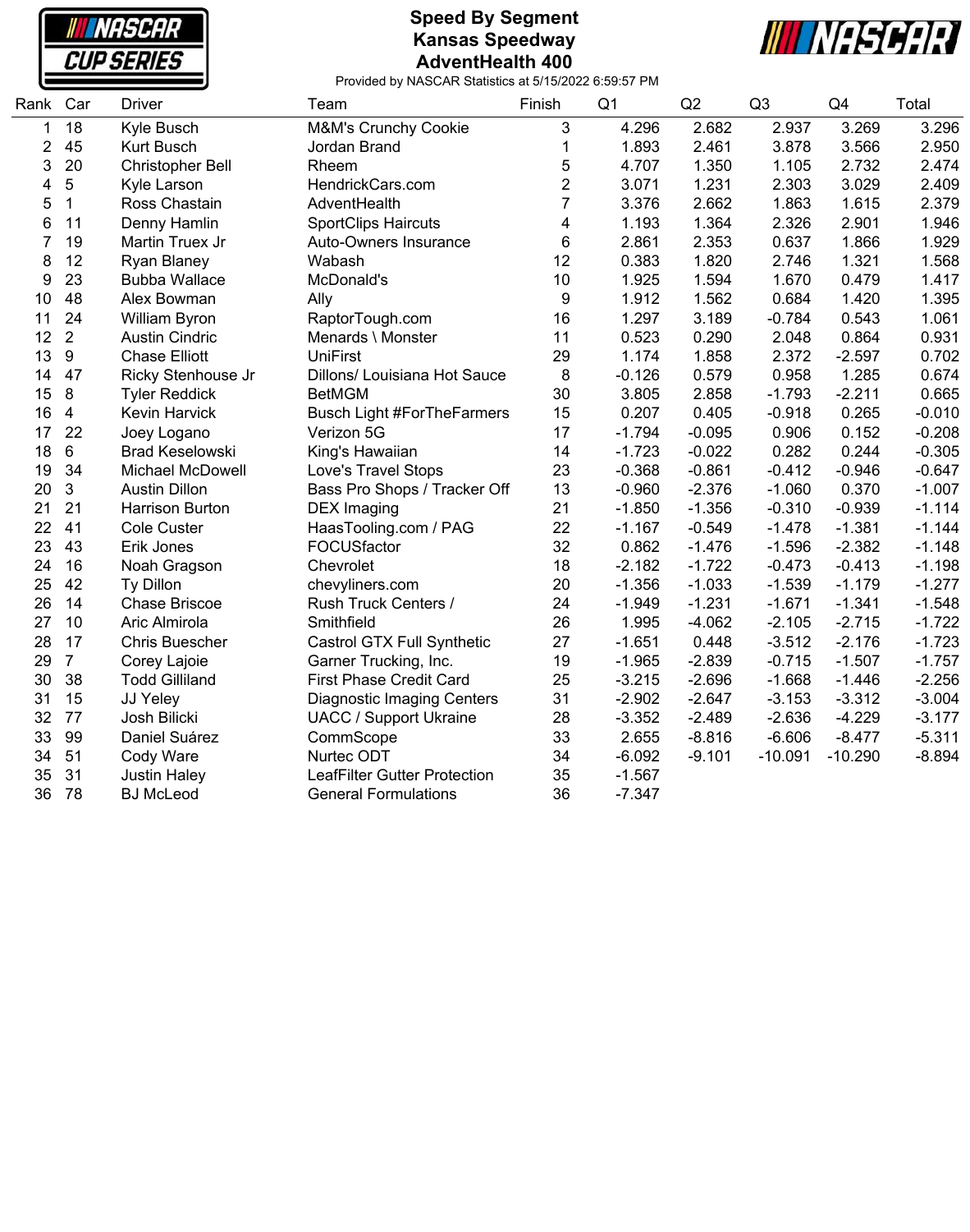# Speed By Segment
# Kansas Speedway
# AdventHealth 400

Provided by NASCAR Statistics at 5/15/2022 6:59:57 PM

| Rank | Car | Driver | Team | Finish | Q1 | Q2 | Q3 | Q4 | Total |
|---|---|---|---|---|---|---|---|---|---|
| 1 | 18 | Kyle Busch | M&M's Crunchy Cookie | 3 | 4.296 | 2.682 | 2.937 | 3.269 | 3.296 |
| 2 | 45 | Kurt Busch | Jordan Brand | 1 | 1.893 | 2.461 | 3.878 | 3.566 | 2.950 |
| 3 | 20 | Christopher Bell | Rheem | 5 | 4.707 | 1.350 | 1.105 | 2.732 | 2.474 |
| 4 | 5 | Kyle Larson | HendrickCars.com | 2 | 3.071 | 1.231 | 2.303 | 3.029 | 2.409 |
| 5 | 1 | Ross Chastain | AdventHealth | 7 | 3.376 | 2.662 | 1.863 | 1.615 | 2.379 |
| 6 | 11 | Denny Hamlin | SportClips Haircuts | 4 | 1.193 | 1.364 | 2.326 | 2.901 | 1.946 |
| 7 | 19 | Martin Truex Jr | Auto-Owners Insurance | 6 | 2.861 | 2.353 | 0.637 | 1.866 | 1.929 |
| 8 | 12 | Ryan Blaney | Wabash | 12 | 0.383 | 1.820 | 2.746 | 1.321 | 1.568 |
| 9 | 23 | Bubba Wallace | McDonald's | 10 | 1.925 | 1.594 | 1.670 | 0.479 | 1.417 |
| 10 | 48 | Alex Bowman | Ally | 9 | 1.912 | 1.562 | 0.684 | 1.420 | 1.395 |
| 11 | 24 | William Byron | RaptorTough.com | 16 | 1.297 | 3.189 | -0.784 | 0.543 | 1.061 |
| 12 | 2 | Austin Cindric | Menards \ Monster | 11 | 0.523 | 0.290 | 2.048 | 0.864 | 0.931 |
| 13 | 9 | Chase Elliott | UniFirst | 29 | 1.174 | 1.858 | 2.372 | -2.597 | 0.702 |
| 14 | 47 | Ricky Stenhouse Jr | Dillons/ Louisiana Hot Sauce | 8 | -0.126 | 0.579 | 0.958 | 1.285 | 0.674 |
| 15 | 8 | Tyler Reddick | BetMGM | 30 | 3.805 | 2.858 | -1.793 | -2.211 | 0.665 |
| 16 | 4 | Kevin Harvick | Busch Light #ForTheFarmers | 15 | 0.207 | 0.405 | -0.918 | 0.265 | -0.010 |
| 17 | 22 | Joey Logano | Verizon 5G | 17 | -1.794 | -0.095 | 0.906 | 0.152 | -0.208 |
| 18 | 6 | Brad Keselowski | King's Hawaiian | 14 | -1.723 | -0.022 | 0.282 | 0.244 | -0.305 |
| 19 | 34 | Michael McDowell | Love's Travel Stops | 23 | -0.368 | -0.861 | -0.412 | -0.946 | -0.647 |
| 20 | 3 | Austin Dillon | Bass Pro Shops / Tracker Off | 13 | -0.960 | -2.376 | -1.060 | 0.370 | -1.007 |
| 21 | 21 | Harrison Burton | DEX Imaging | 21 | -1.850 | -1.356 | -0.310 | -0.939 | -1.114 |
| 22 | 41 | Cole Custer | HaasTooling.com / PAG | 22 | -1.167 | -0.549 | -1.478 | -1.381 | -1.144 |
| 23 | 43 | Erik Jones | FOCUSfactor | 32 | 0.862 | -1.476 | -1.596 | -2.382 | -1.148 |
| 24 | 16 | Noah Gragson | Chevrolet | 18 | -2.182 | -1.722 | -0.473 | -0.413 | -1.198 |
| 25 | 42 | Ty Dillon | chevyliners.com | 20 | -1.356 | -1.033 | -1.539 | -1.179 | -1.277 |
| 26 | 14 | Chase Briscoe | Rush Truck Centers / | 24 | -1.949 | -1.231 | -1.671 | -1.341 | -1.548 |
| 27 | 10 | Aric Almirola | Smithfield | 26 | 1.995 | -4.062 | -2.105 | -2.715 | -1.722 |
| 28 | 17 | Chris Buescher | Castrol GTX Full Synthetic | 27 | -1.651 | 0.448 | -3.512 | -2.176 | -1.723 |
| 29 | 7 | Corey Lajoie | Garner Trucking, Inc. | 19 | -1.965 | -2.839 | -0.715 | -1.507 | -1.757 |
| 30 | 38 | Todd Gilliland | First Phase Credit Card | 25 | -3.215 | -2.696 | -1.668 | -1.446 | -2.256 |
| 31 | 15 | JJ Yeley | Diagnostic Imaging Centers | 31 | -2.902 | -2.647 | -3.153 | -3.312 | -3.004 |
| 32 | 77 | Josh Bilicki | UACC / Support Ukraine | 28 | -3.352 | -2.489 | -2.636 | -4.229 | -3.177 |
| 33 | 99 | Daniel Suárez | CommScope | 33 | 2.655 | -8.816 | -6.606 | -8.477 | -5.311 |
| 34 | 51 | Cody Ware | Nurtec ODT | 34 | -6.092 | -9.101 | -10.091 | -10.290 | -8.894 |
| 35 | 31 | Justin Haley | LeafFilter Gutter Protection | 35 | -1.567 | | | | |
| 36 | 78 | BJ McLeod | General Formulations | 36 | -7.347 | | | | |